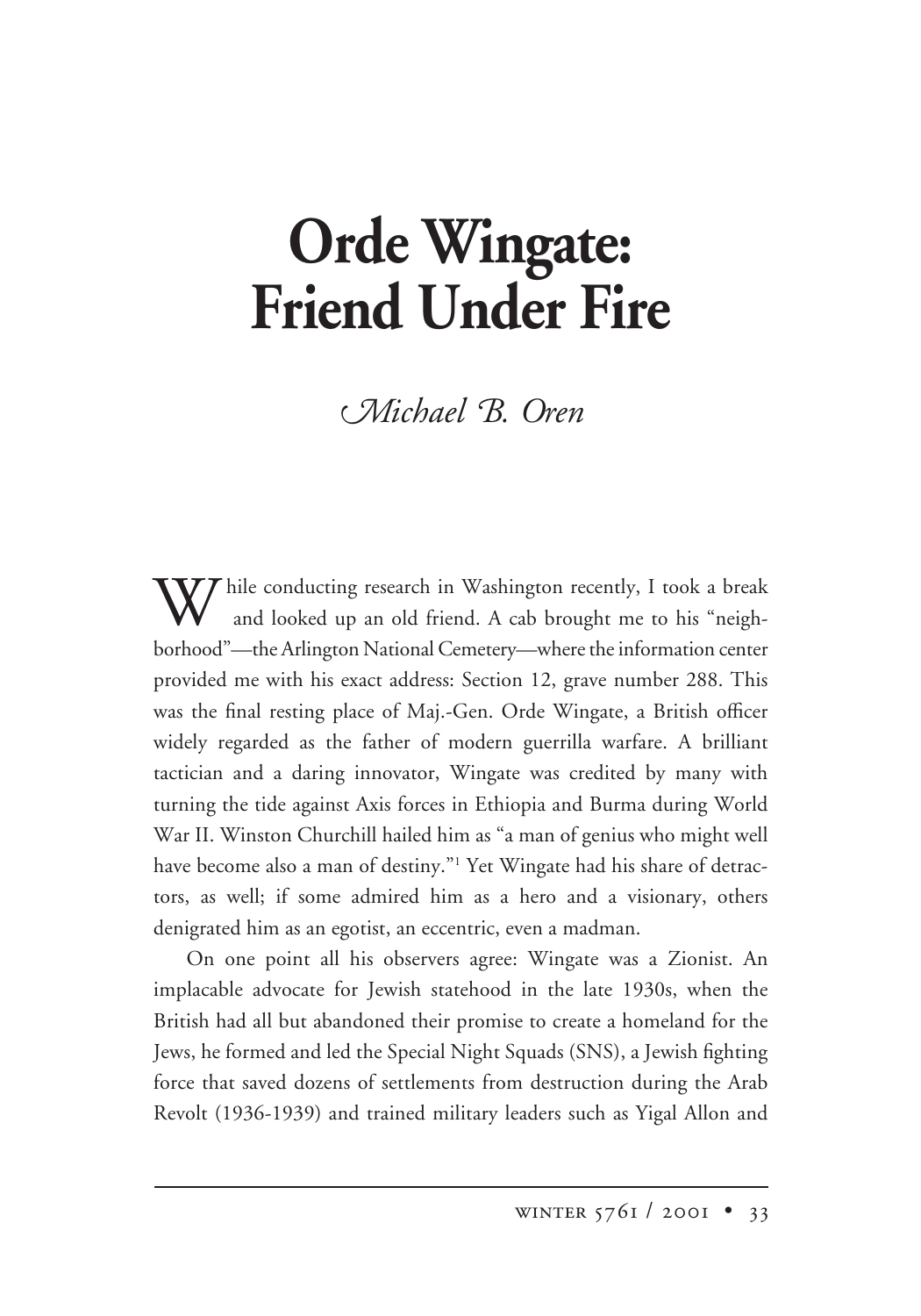# Orde Wingate: Friend Under Fire

*Michael B. Oren*

While conducting research in Washington recently, I took a break and looked up an old friend. A cab brought me to his "neighborhood"—the Arlington National Cemetery—where the information center provided me with his exact address: Section 12, grave number 288. This was the final resting place of Maj.-Gen. Orde Wingate, a British officer widely regarded as the father of modern guerrilla warfare. A brilliant tactician and a daring innovator, Wingate was credited by many with turning the tide against Axis forces in Ethiopia and Burma during World War II. Winston Churchill hailed him as "a man of genius who might well have become also a man of destiny."[1] Yet Wingate had his share of detractors, as well; if some admired him as a hero and a visionary, others denigrated him as an egotist, an eccentric, even a madman.

On one point all his observers agree: Wingate was a Zionist. An implacable advocate for Jewish statehood in the late 1930s, when the British had all but abandoned their promise to create a homeland for the Jews, he formed and led the Special Night Squads (SNS), a Jewish fighting force that saved dozens of settlements from destruction during the Arab Revolt (1936-1939) and trained military leaders such as Yigal Allon and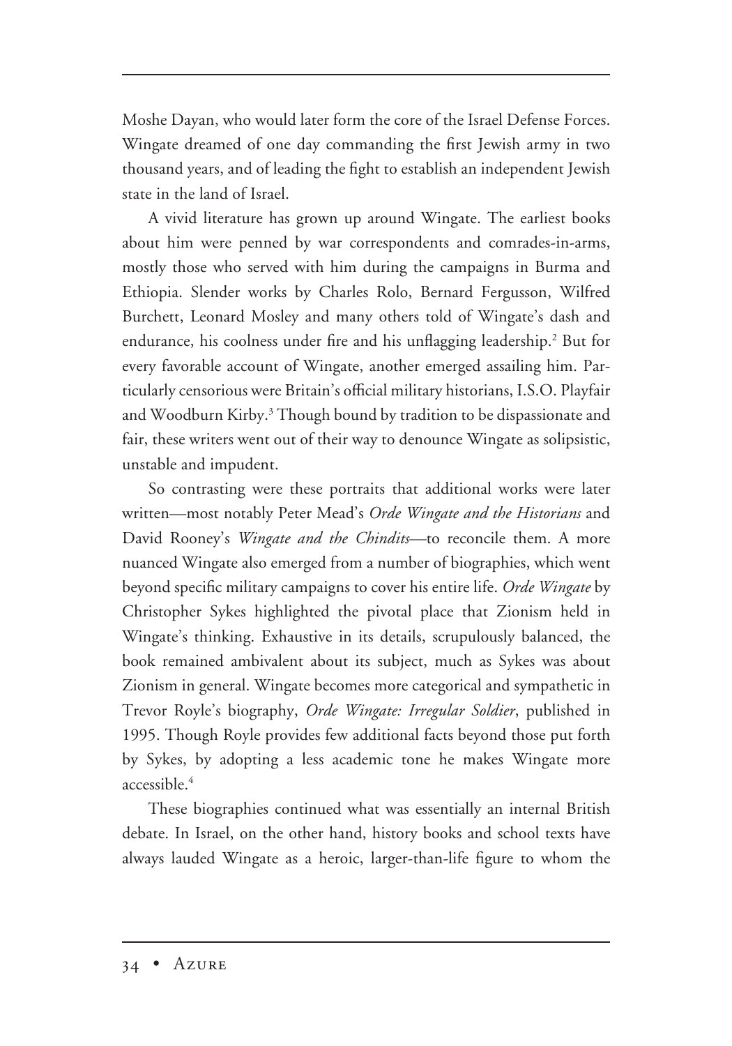Moshe Dayan, who would later form the core of the Israel Defense Forces. Wingate dreamed of one day commanding the first Jewish army in two thousand years, and of leading the fight to establish an independent Jewish state in the land of Israel.

A vivid literature has grown up around Wingate. The earliest books about him were penned by war correspondents and comrades-in-arms, mostly those who served with him during the campaigns in Burma and Ethiopia. Slender works by Charles Rolo, Bernard Fergusson, Wilfred Burchett, Leonard Mosley and many others told of Wingate's dash and endurance, his coolness under fire and his unflagging leadership.[2] But for every favorable account of Wingate, another emerged assailing him. Particularly censorious were Britain's official military historians, I.S.O. Playfair and Woodburn Kirby.[3] Though bound by tradition to be dispassionate and fair, these writers went out of their way to denounce Wingate as solipsistic, unstable and impudent.

So contrasting were these portraits that additional works were later written—most notably Peter Mead's *Orde Wingate and the Historians* and David Rooney's *Wingate and the Chindits*—to reconcile them. A more nuanced Wingate also emerged from a number of biographies, which went beyond specific military campaigns to cover his entire life. *Orde Wingate* by Christopher Sykes highlighted the pivotal place that Zionism held in Wingate's thinking. Exhaustive in its details, scrupulously balanced, the book remained ambivalent about its subject, much as Sykes was about Zionism in general. Wingate becomes more categorical and sympathetic in Trevor Royle's biography, *Orde Wingate: Irregular Soldier*, published in 1995. Though Royle provides few additional facts beyond those put forth by Sykes, by adopting a less academic tone he makes Wingate more accessible.[4]

These biographies continued what was essentially an internal British debate. In Israel, on the other hand, history books and school texts have always lauded Wingate as a heroic, larger-than-life figure to whom the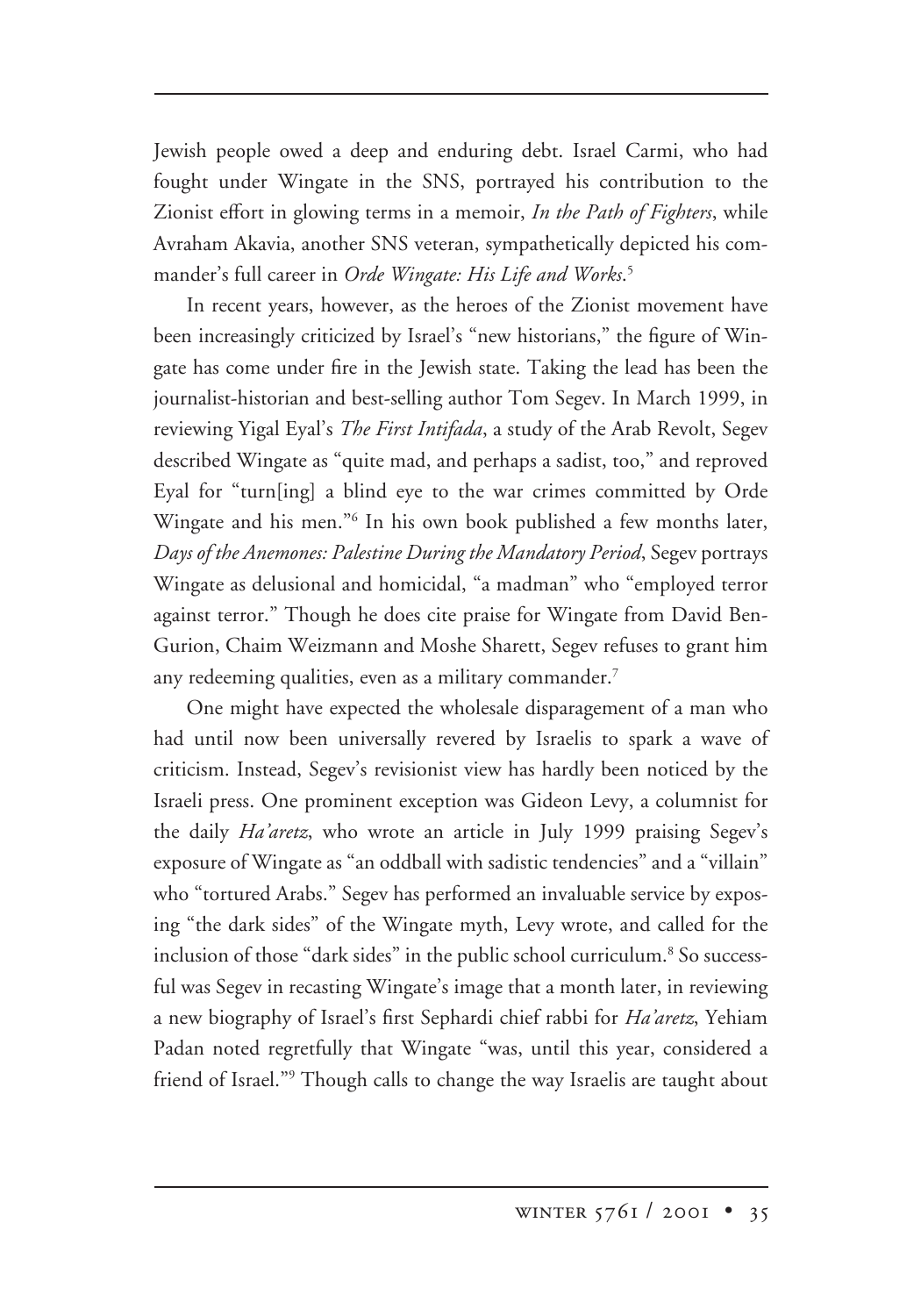Jewish people owed a deep and enduring debt. Israel Carmi, who had fought under Wingate in the SNS, portrayed his contribution to the Zionist effort in glowing terms in a memoir, *In the Path of Fighters*, while Avraham Akavia, another SNS veteran, sympathetically depicted his commander's full career in *Orde Wingate: His Life and Works*.[5]

In recent years, however, as the heroes of the Zionist movement have been increasingly criticized by Israel's "new historians," the figure of Wingate has come under fire in the Jewish state. Taking the lead has been the journalist-historian and best-selling author Tom Segev. In March 1999, in reviewing Yigal Eyal's *The First Intifada*, a study of the Arab Revolt, Segev described Wingate as "quite mad, and perhaps a sadist, too," and reproved Eyal for "turn[ing] a blind eye to the war crimes committed by Orde Wingate and his men."[6] In his own book published a few months later, *Days of the Anemones: Palestine During the Mandatory Period*, Segev portrays Wingate as delusional and homicidal, "a madman" who "employed terror against terror." Though he does cite praise for Wingate from David Ben-Gurion, Chaim Weizmann and Moshe Sharett, Segev refuses to grant him any redeeming qualities, even as a military commander.[7]

One might have expected the wholesale disparagement of a man who had until now been universally revered by Israelis to spark a wave of criticism. Instead, Segev's revisionist view has hardly been noticed by the Israeli press. One prominent exception was Gideon Levy, a columnist for the daily *Ha'aretz*, who wrote an article in July 1999 praising Segev's exposure of Wingate as "an oddball with sadistic tendencies" and a "villain" who "tortured Arabs." Segev has performed an invaluable service by exposing "the dark sides" of the Wingate myth, Levy wrote, and called for the inclusion of those "dark sides" in the public school curriculum.[8] So successful was Segev in recasting Wingate's image that a month later, in reviewing a new biography of Israel's first Sephardi chief rabbi for *Ha'aretz*, Yehiam Padan noted regretfully that Wingate "was, until this year, considered a friend of Israel."[9] Though calls to change the way Israelis are taught about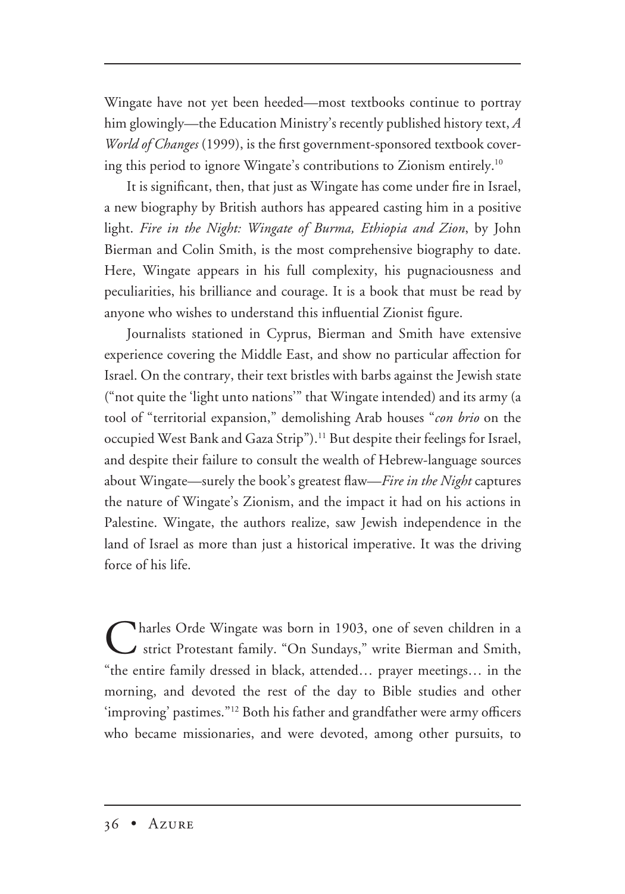Wingate have not yet been heeded—most textbooks continue to portray him glowingly—the Education Ministry's recently published history text, *A World of Changes* (1999), is the first government-sponsored textbook covering this period to ignore Wingate's contributions to Zionism entirely.[10]

It is significant, then, that just as Wingate has come under fire in Israel, a new biography by British authors has appeared casting him in a positive light. *Fire in the Night: Wingate of Burma, Ethiopia and Zion*, by John Bierman and Colin Smith, is the most comprehensive biography to date. Here, Wingate appears in his full complexity, his pugnaciousness and peculiarities, his brilliance and courage. It is a book that must be read by anyone who wishes to understand this influential Zionist figure.

Journalists stationed in Cyprus, Bierman and Smith have extensive experience covering the Middle East, and show no particular affection for Israel. On the contrary, their text bristles with barbs against the Jewish state ("not quite the 'light unto nations'" that Wingate intended) and its army (a tool of "territorial expansion," demolishing Arab houses "*con brio* on the occupied West Bank and Gaza Strip").[11] But despite their feelings for Israel, and despite their failure to consult the wealth of Hebrew-language sources about Wingate—surely the book's greatest flaw—*Fire in the Night* captures the nature of Wingate's Zionism, and the impact it had on his actions in Palestine. Wingate, the authors realize, saw Jewish independence in the land of Israel as more than just a historical imperative. It was the driving force of his life.

Charles Orde Wingate was born in 1903, one of seven children in a strict Protestant family. "On Sundays," write Bierman and Smith, "the entire family dressed in black, attended… prayer meetings… in the morning, and devoted the rest of the day to Bible studies and other 'improving' pastimes."[12] Both his father and grandfather were army officers who became missionaries, and were devoted, among other pursuits, to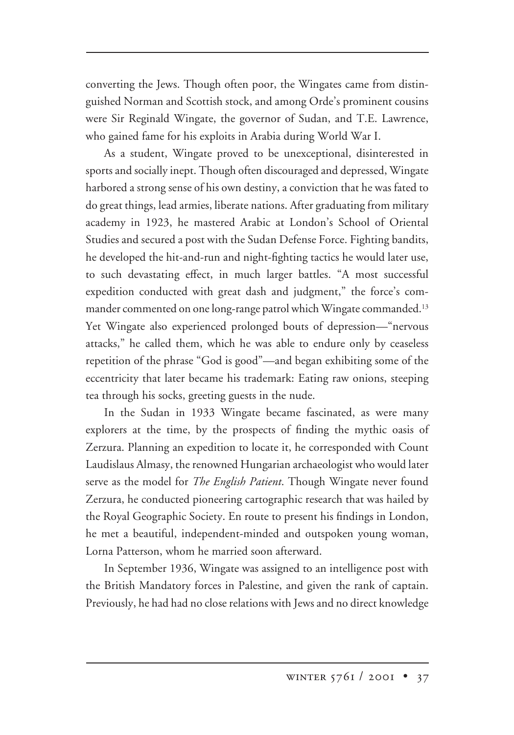converting the Jews. Though often poor, the Wingates came from distinguished Norman and Scottish stock, and among Orde's prominent cousins were Sir Reginald Wingate, the governor of Sudan, and T.E. Lawrence, who gained fame for his exploits in Arabia during World War I.

As a student, Wingate proved to be unexceptional, disinterested in sports and socially inept. Though often discouraged and depressed, Wingate harbored a strong sense of his own destiny, a conviction that he was fated to do great things, lead armies, liberate nations. After graduating from military academy in 1923, he mastered Arabic at London's School of Oriental Studies and secured a post with the Sudan Defense Force. Fighting bandits, he developed the hit-and-run and night-fighting tactics he would later use, to such devastating effect, in much larger battles. "A most successful expedition conducted with great dash and judgment," the force's commander commented on one long-range patrol which Wingate commanded.[13] Yet Wingate also experienced prolonged bouts of depression—"nervous attacks," he called them, which he was able to endure only by ceaseless repetition of the phrase "God is good"—and began exhibiting some of the eccentricity that later became his trademark: Eating raw onions, steeping tea through his socks, greeting guests in the nude.

In the Sudan in 1933 Wingate became fascinated, as were many explorers at the time, by the prospects of finding the mythic oasis of Zerzura. Planning an expedition to locate it, he corresponded with Count Laudislaus Almasy, the renowned Hungarian archaeologist who would later serve as the model for *The English Patient*. Though Wingate never found Zerzura, he conducted pioneering cartographic research that was hailed by the Royal Geographic Society. En route to present his findings in London, he met a beautiful, independent-minded and outspoken young woman, Lorna Patterson, whom he married soon afterward.

In September 1936, Wingate was assigned to an intelligence post with the British Mandatory forces in Palestine, and given the rank of captain. Previously, he had had no close relations with Jews and no direct knowledge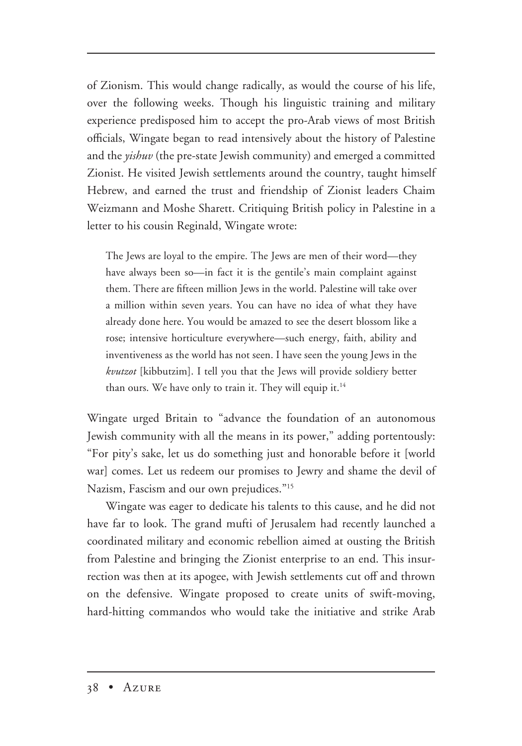of Zionism. This would change radically, as would the course of his life, over the following weeks. Though his linguistic training and military experience predisposed him to accept the pro-Arab views of most British officials, Wingate began to read intensively about the history of Palestine and the *yishuv* (the pre-state Jewish community) and emerged a committed Zionist. He visited Jewish settlements around the country, taught himself Hebrew, and earned the trust and friendship of Zionist leaders Chaim Weizmann and Moshe Sharett. Critiquing British policy in Palestine in a letter to his cousin Reginald, Wingate wrote:

> The Jews are loyal to the empire. The Jews are men of their word—they have always been so—in fact it is the gentile's main complaint against them. There are fifteen million Jews in the world. Palestine will take over a million within seven years. You can have no idea of what they have already done here. You would be amazed to see the desert blossom like a rose; intensive horticulture everywhere—such energy, faith, ability and inventiveness as the world has not seen. I have seen the young Jews in the *kvutzot* [kibbutzim]. I tell you that the Jews will provide soldiery better than ours. We have only to train it. They will equip it.[14]

Wingate urged Britain to "advance the foundation of an autonomous Jewish community with all the means in its power," adding portentously: "For pity's sake, let us do something just and honorable before it [world war] comes. Let us redeem our promises to Jewry and shame the devil of Nazism, Fascism and our own prejudices."[15]

Wingate was eager to dedicate his talents to this cause, and he did not have far to look. The grand mufti of Jerusalem had recently launched a coordinated military and economic rebellion aimed at ousting the British from Palestine and bringing the Zionist enterprise to an end. This insurrection was then at its apogee, with Jewish settlements cut off and thrown on the defensive. Wingate proposed to create units of swift-moving, hard-hitting commandos who would take the initiative and strike Arab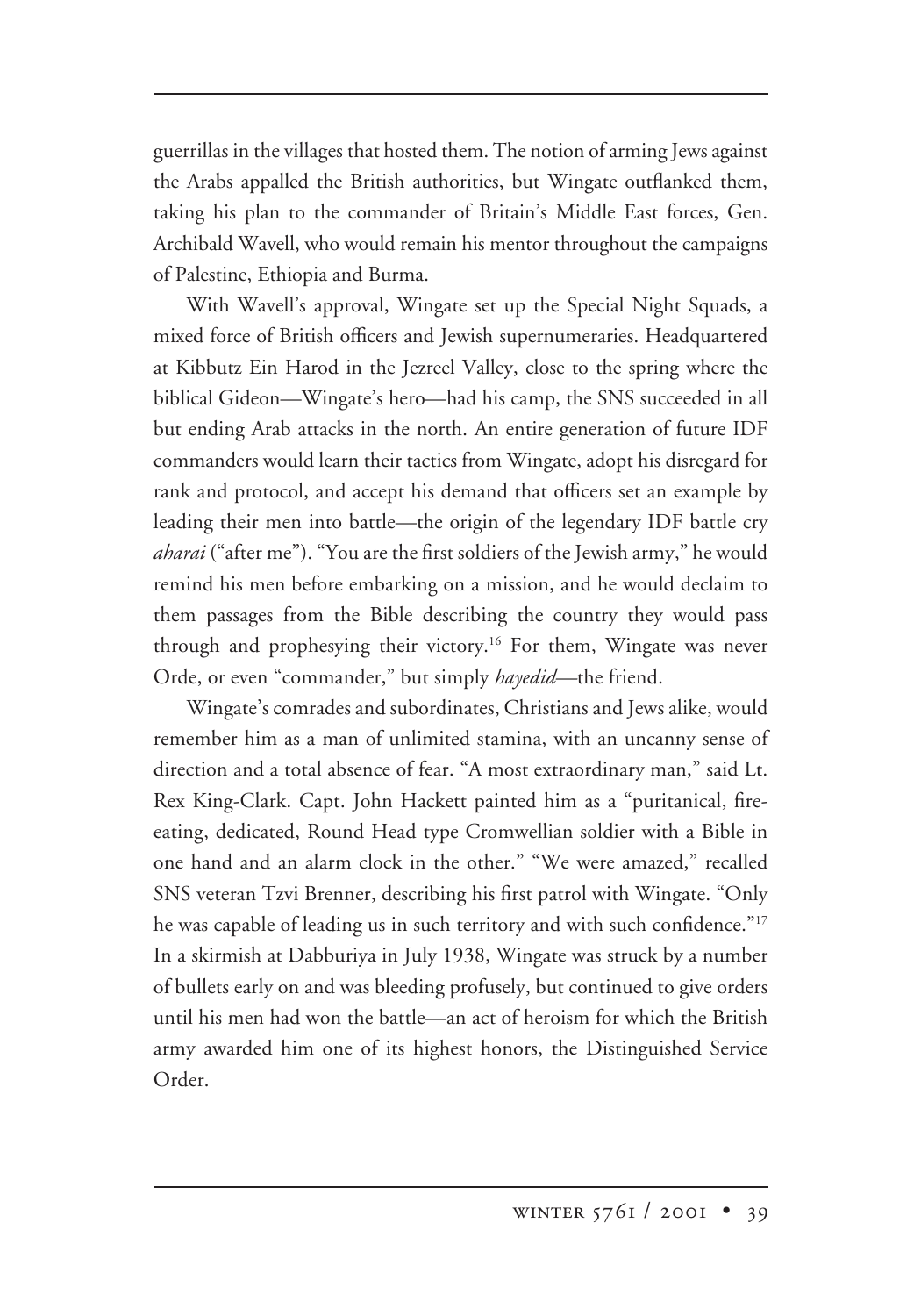guerrillas in the villages that hosted them. The notion of arming Jews against the Arabs appalled the British authorities, but Wingate outflanked them, taking his plan to the commander of Britain's Middle East forces, Gen. Archibald Wavell, who would remain his mentor throughout the campaigns of Palestine, Ethiopia and Burma.

With Wavell's approval, Wingate set up the Special Night Squads, a mixed force of British officers and Jewish supernumeraries. Headquartered at Kibbutz Ein Harod in the Jezreel Valley, close to the spring where the biblical Gideon—Wingate's hero—had his camp, the SNS succeeded in all but ending Arab attacks in the north. An entire generation of future IDF commanders would learn their tactics from Wingate, adopt his disregard for rank and protocol, and accept his demand that officers set an example by leading their men into battle—the origin of the legendary IDF battle cry *aharai* ("after me"). "You are the first soldiers of the Jewish army," he would remind his men before embarking on a mission, and he would declaim to them passages from the Bible describing the country they would pass through and prophesying their victory.[16] For them, Wingate was never Orde, or even "commander," but simply *hayedid*—the friend.

Wingate's comrades and subordinates, Christians and Jews alike, would remember him as a man of unlimited stamina, with an uncanny sense of direction and a total absence of fear. "A most extraordinary man," said Lt. Rex King-Clark. Capt. John Hackett painted him as a "puritanical, fire-eating, dedicated, Round Head type Cromwellian soldier with a Bible in one hand and an alarm clock in the other." "We were amazed," recalled SNS veteran Tzvi Brenner, describing his first patrol with Wingate. "Only he was capable of leading us in such territory and with such confidence."[17] In a skirmish at Dabburiya in July 1938, Wingate was struck by a number of bullets early on and was bleeding profusely, but continued to give orders until his men had won the battle—an act of heroism for which the British army awarded him one of its highest honors, the Distinguished Service Order.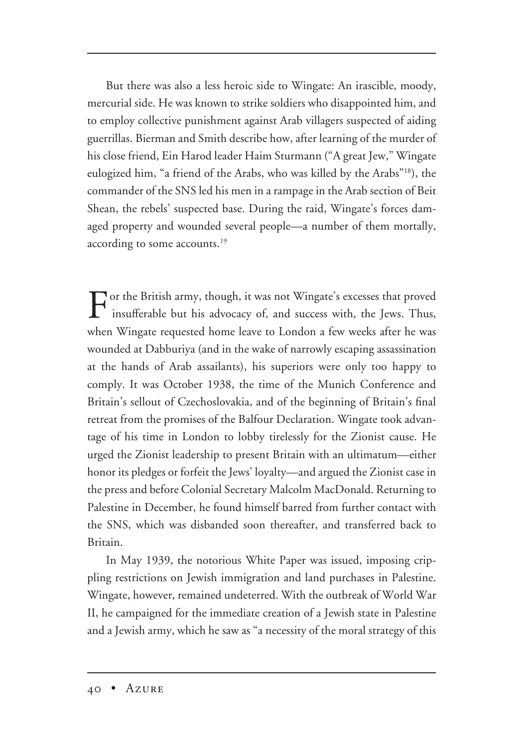But there was also a less heroic side to Wingate: An irascible, moody, mercurial side. He was known to strike soldiers who disappointed him, and to employ collective punishment against Arab villagers suspected of aiding guerrillas. Bierman and Smith describe how, after learning of the murder of his close friend, Ein Harod leader Haim Sturmann ("A great Jew," Wingate eulogized him, "a friend of the Arabs, who was killed by the Arabs"[18]), the commander of the SNS led his men in a rampage in the Arab section of Beit Shean, the rebels' suspected base. During the raid, Wingate's forces damaged property and wounded several people—a number of them mortally, according to some accounts.[19]

For the British army, though, it was not Wingate's excesses that proved insufferable but his advocacy of, and success with, the Jews. Thus, when Wingate requested home leave to London a few weeks after he was wounded at Dabburiya (and in the wake of narrowly escaping assassination at the hands of Arab assailants), his superiors were only too happy to comply. It was October 1938, the time of the Munich Conference and Britain's sellout of Czechoslovakia, and of the beginning of Britain's final retreat from the promises of the Balfour Declaration. Wingate took advantage of his time in London to lobby tirelessly for the Zionist cause. He urged the Zionist leadership to present Britain with an ultimatum—either honor its pledges or forfeit the Jews' loyalty—and argued the Zionist case in the press and before Colonial Secretary Malcolm MacDonald. Returning to Palestine in December, he found himself barred from further contact with the SNS, which was disbanded soon thereafter, and transferred back to Britain.

In May 1939, the notorious White Paper was issued, imposing crippling restrictions on Jewish immigration and land purchases in Palestine. Wingate, however, remained undeterred. With the outbreak of World War II, he campaigned for the immediate creation of a Jewish state in Palestine and a Jewish army, which he saw as "a necessity of the moral strategy of this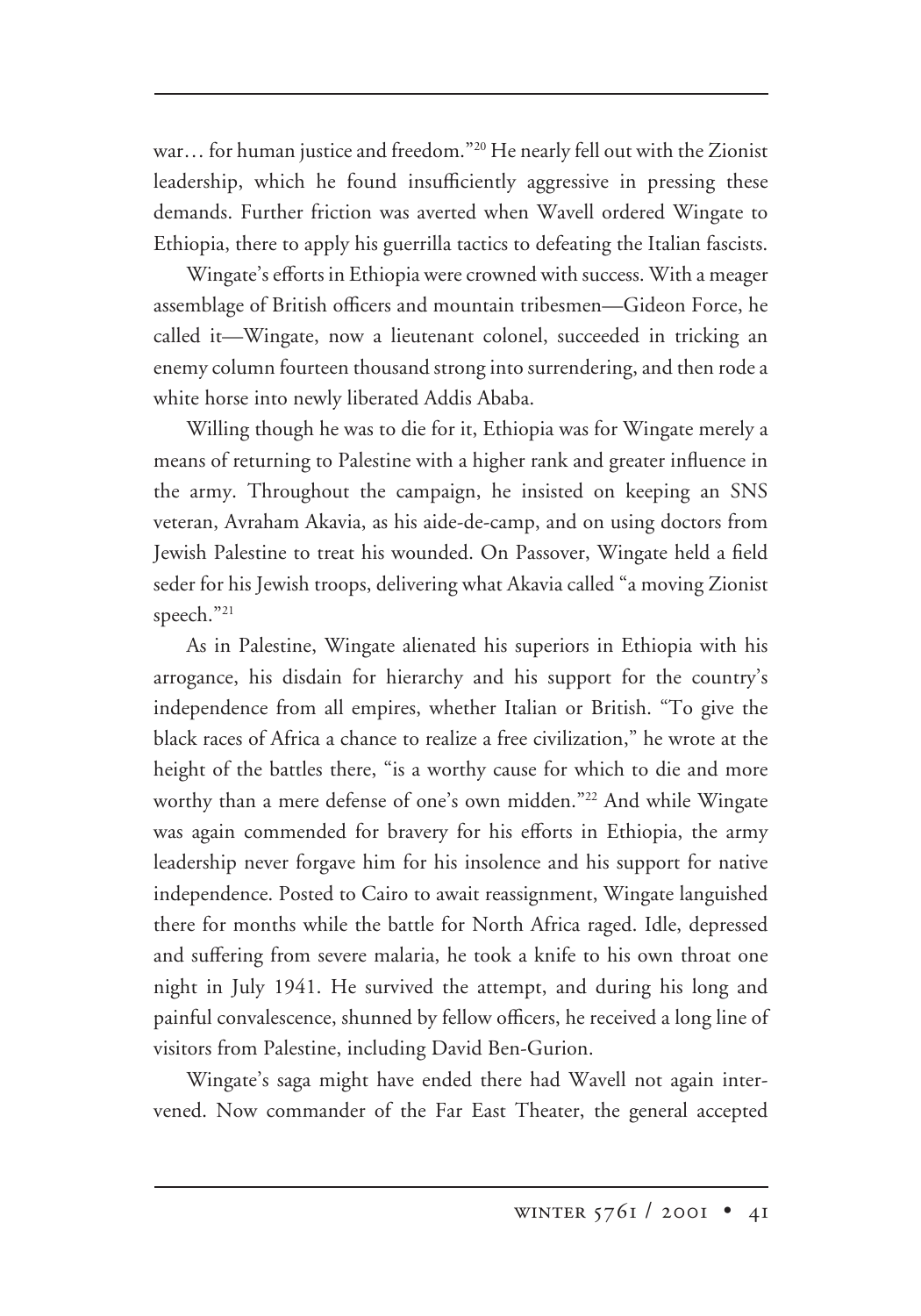war… for human justice and freedom."[20] He nearly fell out with the Zionist leadership, which he found insufficiently aggressive in pressing these demands. Further friction was averted when Wavell ordered Wingate to Ethiopia, there to apply his guerrilla tactics to defeating the Italian fascists.

Wingate's efforts in Ethiopia were crowned with success. With a meager assemblage of British officers and mountain tribesmen—Gideon Force, he called it—Wingate, now a lieutenant colonel, succeeded in tricking an enemy column fourteen thousand strong into surrendering, and then rode a white horse into newly liberated Addis Ababa.

Willing though he was to die for it, Ethiopia was for Wingate merely a means of returning to Palestine with a higher rank and greater influence in the army. Throughout the campaign, he insisted on keeping an SNS veteran, Avraham Akavia, as his aide-de-camp, and on using doctors from Jewish Palestine to treat his wounded. On Passover, Wingate held a field seder for his Jewish troops, delivering what Akavia called "a moving Zionist speech."[21]

As in Palestine, Wingate alienated his superiors in Ethiopia with his arrogance, his disdain for hierarchy and his support for the country's independence from all empires, whether Italian or British. "To give the black races of Africa a chance to realize a free civilization," he wrote at the height of the battles there, "is a worthy cause for which to die and more worthy than a mere defense of one's own midden."[22] And while Wingate was again commended for bravery for his efforts in Ethiopia, the army leadership never forgave him for his insolence and his support for native independence. Posted to Cairo to await reassignment, Wingate languished there for months while the battle for North Africa raged. Idle, depressed and suffering from severe malaria, he took a knife to his own throat one night in July 1941. He survived the attempt, and during his long and painful convalescence, shunned by fellow officers, he received a long line of visitors from Palestine, including David Ben-Gurion.

Wingate's saga might have ended there had Wavell not again intervened. Now commander of the Far East Theater, the general accepted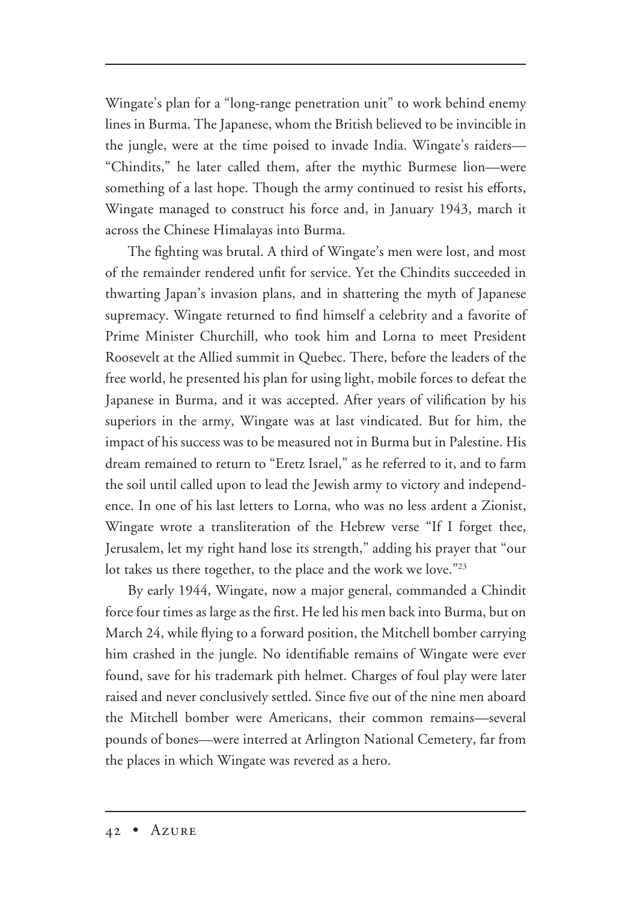Wingate's plan for a "long-range penetration unit" to work behind enemy lines in Burma. The Japanese, whom the British believed to be invincible in the jungle, were at the time poised to invade India. Wingate's raiders—"Chindits," he later called them, after the mythic Burmese lion—were something of a last hope. Though the army continued to resist his efforts, Wingate managed to construct his force and, in January 1943, march it across the Chinese Himalayas into Burma.

The fighting was brutal. A third of Wingate's men were lost, and most of the remainder rendered unfit for service. Yet the Chindits succeeded in thwarting Japan's invasion plans, and in shattering the myth of Japanese supremacy. Wingate returned to find himself a celebrity and a favorite of Prime Minister Churchill, who took him and Lorna to meet President Roosevelt at the Allied summit in Quebec. There, before the leaders of the free world, he presented his plan for using light, mobile forces to defeat the Japanese in Burma, and it was accepted. After years of vilification by his superiors in the army, Wingate was at last vindicated. But for him, the impact of his success was to be measured not in Burma but in Palestine. His dream remained to return to "Eretz Israel," as he referred to it, and to farm the soil until called upon to lead the Jewish army to victory and independence. In one of his last letters to Lorna, who was no less ardent a Zionist, Wingate wrote a transliteration of the Hebrew verse "If I forget thee, Jerusalem, let my right hand lose its strength," adding his prayer that "our lot takes us there together, to the place and the work we love."[23]

By early 1944, Wingate, now a major general, commanded a Chindit force four times as large as the first. He led his men back into Burma, but on March 24, while flying to a forward position, the Mitchell bomber carrying him crashed in the jungle. No identifiable remains of Wingate were ever found, save for his trademark pith helmet. Charges of foul play were later raised and never conclusively settled. Since five out of the nine men aboard the Mitchell bomber were Americans, their common remains—several pounds of bones—were interred at Arlington National Cemetery, far from the places in which Wingate was revered as a hero.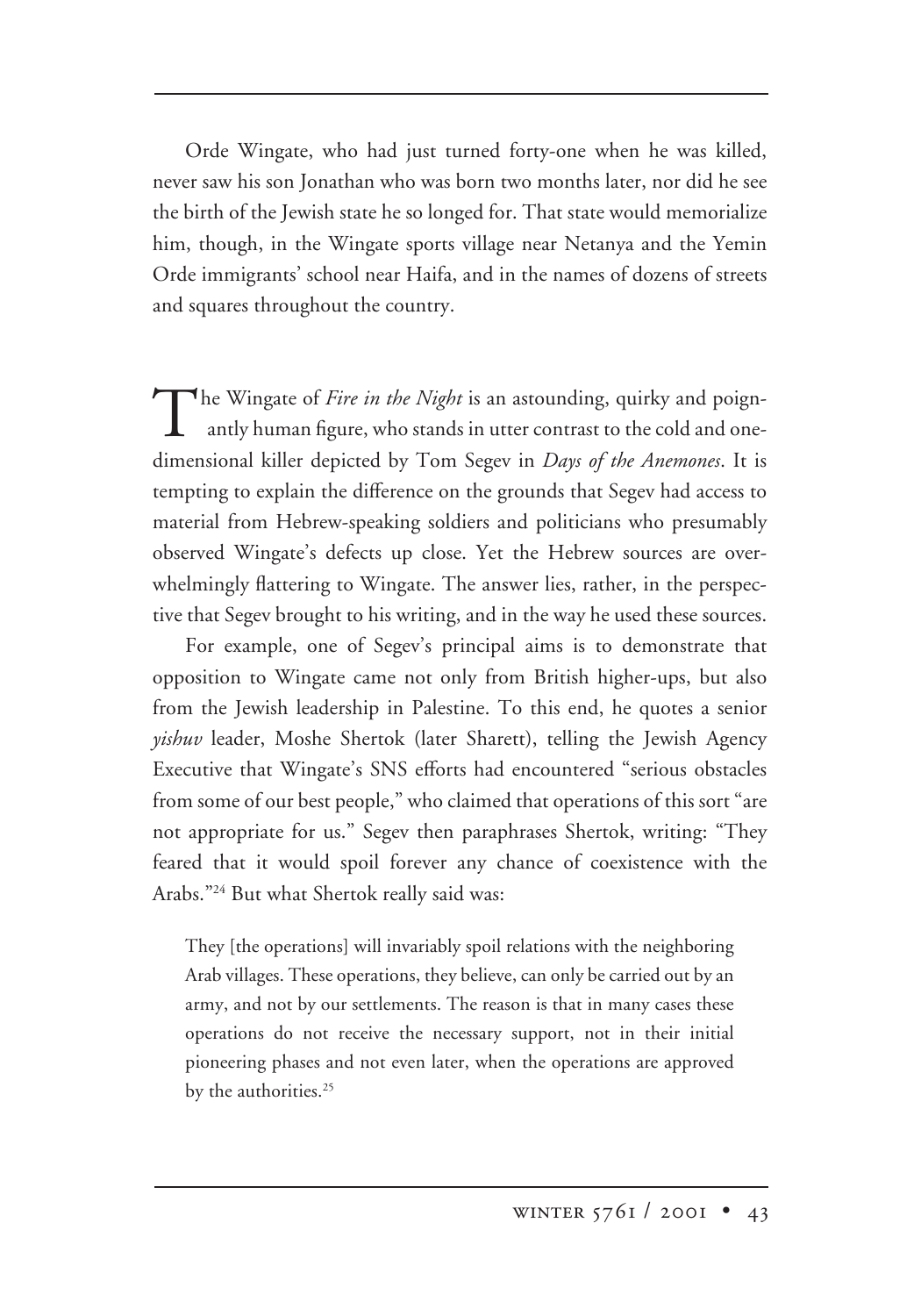Orde Wingate, who had just turned forty-one when he was killed, never saw his son Jonathan who was born two months later, nor did he see the birth of the Jewish state he so longed for. That state would memorialize him, though, in the Wingate sports village near Netanya and the Yemin Orde immigrants' school near Haifa, and in the names of dozens of streets and squares throughout the country.

The Wingate of *Fire in the Night* is an astounding, quirky and poignantly human figure, who stands in utter contrast to the cold and one-dimensional killer depicted by Tom Segev in *Days of the Anemones*. It is tempting to explain the difference on the grounds that Segev had access to material from Hebrew-speaking soldiers and politicians who presumably observed Wingate's defects up close. Yet the Hebrew sources are overwhelmingly flattering to Wingate. The answer lies, rather, in the perspective that Segev brought to his writing, and in the way he used these sources.

For example, one of Segev's principal aims is to demonstrate that opposition to Wingate came not only from British higher-ups, but also from the Jewish leadership in Palestine. To this end, he quotes a senior *yishuv* leader, Moshe Shertok (later Sharett), telling the Jewish Agency Executive that Wingate's SNS efforts had encountered "serious obstacles from some of our best people," who claimed that operations of this sort "are not appropriate for us." Segev then paraphrases Shertok, writing: "They feared that it would spoil forever any chance of coexistence with the Arabs."[24] But what Shertok really said was:

> They [the operations] will invariably spoil relations with the neighboring Arab villages. These operations, they believe, can only be carried out by an army, and not by our settlements. The reason is that in many cases these operations do not receive the necessary support, not in their initial pioneering phases and not even later, when the operations are approved by the authorities.[25]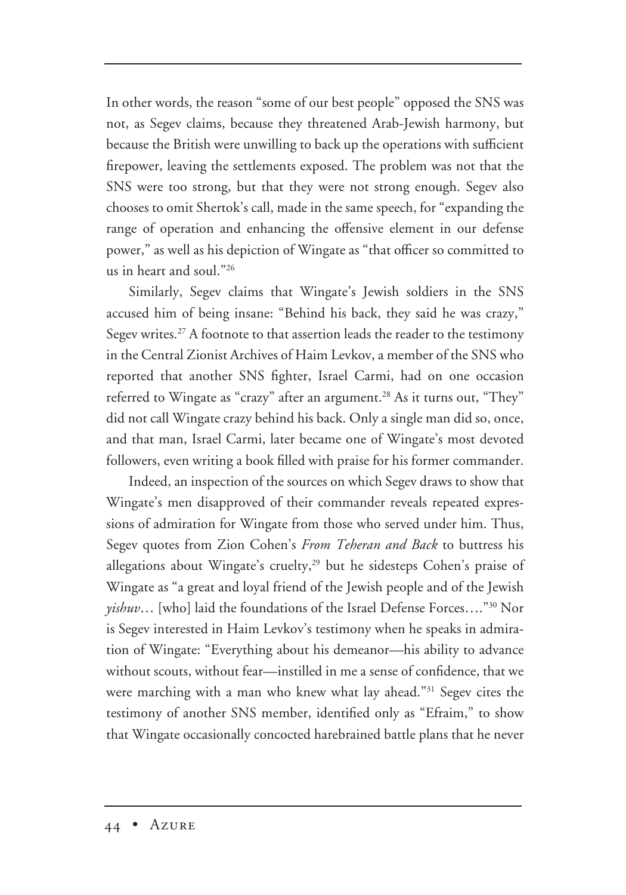In other words, the reason "some of our best people" opposed the SNS was not, as Segev claims, because they threatened Arab-Jewish harmony, but because the British were unwilling to back up the operations with sufficient firepower, leaving the settlements exposed. The problem was not that the SNS were too strong, but that they were not strong enough. Segev also chooses to omit Shertok's call, made in the same speech, for "expanding the range of operation and enhancing the offensive element in our defense power," as well as his depiction of Wingate as "that officer so committed to us in heart and soul."[26]

Similarly, Segev claims that Wingate's Jewish soldiers in the SNS accused him of being insane: "Behind his back, they said he was crazy," Segev writes.[27] A footnote to that assertion leads the reader to the testimony in the Central Zionist Archives of Haim Levkov, a member of the SNS who reported that another SNS fighter, Israel Carmi, had on one occasion referred to Wingate as "crazy" after an argument.[28] As it turns out, "They" did not call Wingate crazy behind his back. Only a single man did so, once, and that man, Israel Carmi, later became one of Wingate's most devoted followers, even writing a book filled with praise for his former commander.

Indeed, an inspection of the sources on which Segev draws to show that Wingate's men disapproved of their commander reveals repeated expressions of admiration for Wingate from those who served under him. Thus, Segev quotes from Zion Cohen's *From Teheran and Back* to buttress his allegations about Wingate's cruelty,[29] but he sidesteps Cohen's praise of Wingate as "a great and loyal friend of the Jewish people and of the Jewish *yishuv*… [who] laid the foundations of the Israel Defense Forces…."[30] Nor is Segev interested in Haim Levkov's testimony when he speaks in admiration of Wingate: "Everything about his demeanor—his ability to advance without scouts, without fear—instilled in me a sense of confidence, that we were marching with a man who knew what lay ahead."[31] Segev cites the testimony of another SNS member, identified only as "Efraim," to show that Wingate occasionally concocted harebrained battle plans that he never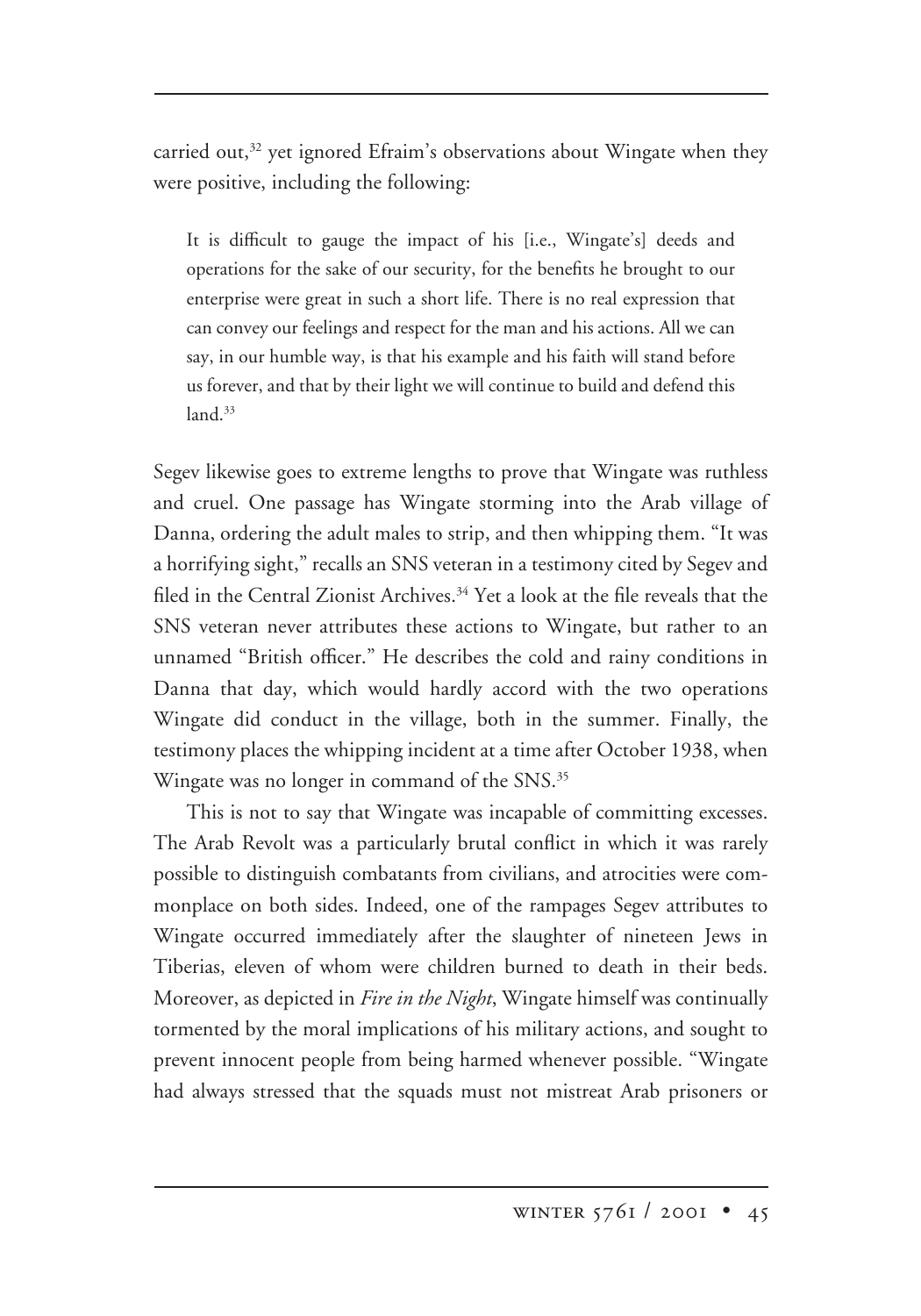carried out,[32] yet ignored Efraim's observations about Wingate when they were positive, including the following:

> It is difficult to gauge the impact of his [i.e., Wingate's] deeds and operations for the sake of our security, for the benefits he brought to our enterprise were great in such a short life. There is no real expression that can convey our feelings and respect for the man and his actions. All we can say, in our humble way, is that his example and his faith will stand before us forever, and that by their light we will continue to build and defend this land.[33]

Segev likewise goes to extreme lengths to prove that Wingate was ruthless and cruel. One passage has Wingate storming into the Arab village of Danna, ordering the adult males to strip, and then whipping them. "It was a horrifying sight," recalls an SNS veteran in a testimony cited by Segev and filed in the Central Zionist Archives.[34] Yet a look at the file reveals that the SNS veteran never attributes these actions to Wingate, but rather to an unnamed "British officer." He describes the cold and rainy conditions in Danna that day, which would hardly accord with the two operations Wingate did conduct in the village, both in the summer. Finally, the testimony places the whipping incident at a time after October 1938, when Wingate was no longer in command of the SNS.[35]

This is not to say that Wingate was incapable of committing excesses. The Arab Revolt was a particularly brutal conflict in which it was rarely possible to distinguish combatants from civilians, and atrocities were commonplace on both sides. Indeed, one of the rampages Segev attributes to Wingate occurred immediately after the slaughter of nineteen Jews in Tiberias, eleven of whom were children burned to death in their beds. Moreover, as depicted in *Fire in the Night*, Wingate himself was continually tormented by the moral implications of his military actions, and sought to prevent innocent people from being harmed whenever possible. "Wingate had always stressed that the squads must not mistreat Arab prisoners or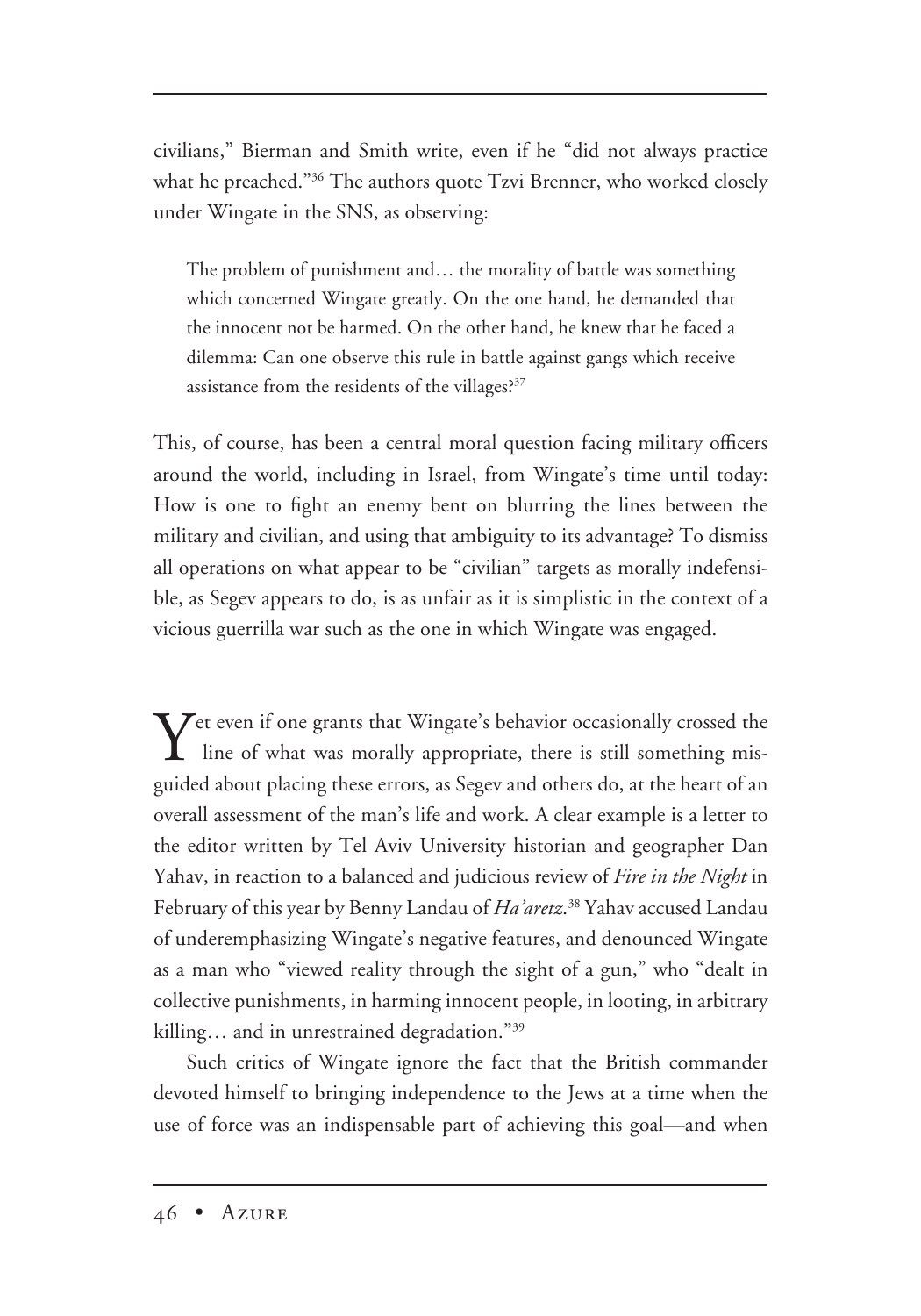civilians," Bierman and Smith write, even if he "did not always practice what he preached."[36] The authors quote Tzvi Brenner, who worked closely under Wingate in the SNS, as observing:

> The problem of punishment and… the morality of battle was something which concerned Wingate greatly. On the one hand, he demanded that the innocent not be harmed. On the other hand, he knew that he faced a dilemma: Can one observe this rule in battle against gangs which receive assistance from the residents of the villages?[37]

This, of course, has been a central moral question facing military officers around the world, including in Israel, from Wingate's time until today: How is one to fight an enemy bent on blurring the lines between the military and civilian, and using that ambiguity to its advantage? To dismiss all operations on what appear to be "civilian" targets as morally indefensible, as Segev appears to do, is as unfair as it is simplistic in the context of a vicious guerrilla war such as the one in which Wingate was engaged.

Yet even if one grants that Wingate's behavior occasionally crossed the line of what was morally appropriate, there is still something misguided about placing these errors, as Segev and others do, at the heart of an overall assessment of the man's life and work. A clear example is a letter to the editor written by Tel Aviv University historian and geographer Dan Yahav, in reaction to a balanced and judicious review of *Fire in the Night* in February of this year by Benny Landau of *Ha'aretz*.[38] Yahav accused Landau of underemphasizing Wingate's negative features, and denounced Wingate as a man who "viewed reality through the sight of a gun," who "dealt in collective punishments, in harming innocent people, in looting, in arbitrary killing… and in unrestrained degradation."[39]

Such critics of Wingate ignore the fact that the British commander devoted himself to bringing independence to the Jews at a time when the use of force was an indispensable part of achieving this goal—and when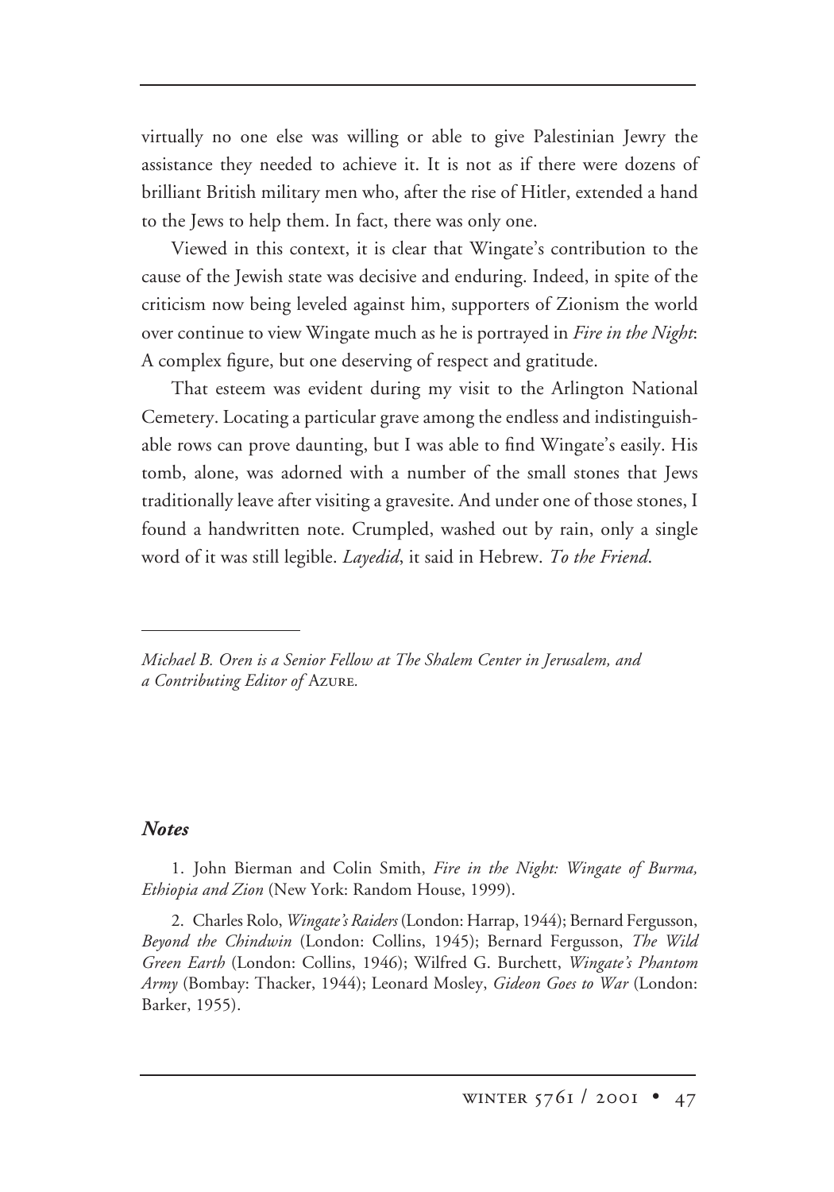virtually no one else was willing or able to give Palestinian Jewry the assistance they needed to achieve it. It is not as if there were dozens of brilliant British military men who, after the rise of Hitler, extended a hand to the Jews to help them. In fact, there was only one.

Viewed in this context, it is clear that Wingate's contribution to the cause of the Jewish state was decisive and enduring. Indeed, in spite of the criticism now being leveled against him, supporters of Zionism the world over continue to view Wingate much as he is portrayed in *Fire in the Night*: A complex figure, but one deserving of respect and gratitude.

That esteem was evident during my visit to the Arlington National Cemetery. Locating a particular grave among the endless and indistinguishable rows can prove daunting, but I was able to find Wingate's easily. His tomb, alone, was adorned with a number of the small stones that Jews traditionally leave after visiting a gravesite. And under one of those stones, I found a handwritten note. Crumpled, washed out by rain, only a single word of it was still legible. *Layedid*, it said in Hebrew. *To the Friend*.

---

*Michael B. Oren is a Senior Fellow at The Shalem Center in Jerusalem, and a Contributing Editor of* Azure.

### *Notes*

1. John Bierman and Colin Smith, *Fire in the Night: Wingate of Burma, Ethiopia and Zion* (New York: Random House, 1999).

2. Charles Rolo, *Wingate's Raiders* (London: Harrap, 1944); Bernard Fergusson, *Beyond the Chindwin* (London: Collins, 1945); Bernard Fergusson, *The Wild Green Earth* (London: Collins, 1946); Wilfred G. Burchett, *Wingate's Phantom Army* (Bombay: Thacker, 1944); Leonard Mosley, *Gideon Goes to War* (London: Barker, 1955).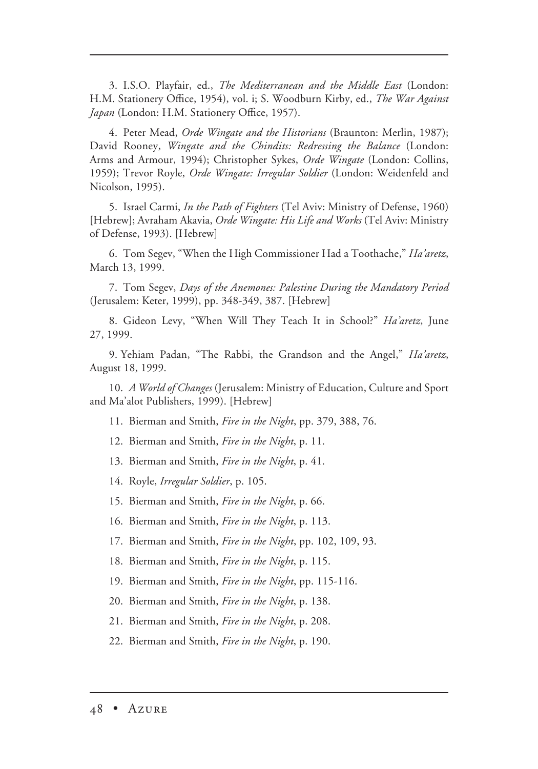3. I.S.O. Playfair, ed., *The Mediterranean and the Middle East* (London: H.M. Stationery Office, 1954), vol. i; S. Woodburn Kirby, ed., *The War Against Japan* (London: H.M. Stationery Office, 1957).

4. Peter Mead, *Orde Wingate and the Historians* (Braunton: Merlin, 1987); David Rooney, *Wingate and the Chindits: Redressing the Balance* (London: Arms and Armour, 1994); Christopher Sykes, *Orde Wingate* (London: Collins, 1959); Trevor Royle, *Orde Wingate: Irregular Soldier* (London: Weidenfeld and Nicolson, 1995).

5. Israel Carmi, *In the Path of Fighters* (Tel Aviv: Ministry of Defense, 1960) [Hebrew]; Avraham Akavia, *Orde Wingate: His Life and Works* (Tel Aviv: Ministry of Defense, 1993). [Hebrew]

6. Tom Segev, "When the High Commissioner Had a Toothache," *Ha'aretz*, March 13, 1999.

7. Tom Segev, *Days of the Anemones: Palestine During the Mandatory Period* (Jerusalem: Keter, 1999), pp. 348-349, 387. [Hebrew]

8. Gideon Levy, "When Will They Teach It in School?" *Ha'aretz*, June 27, 1999.

9. Yehiam Padan, "The Rabbi, the Grandson and the Angel," *Ha'aretz*, August 18, 1999.

10. *A World of Changes* (Jerusalem: Ministry of Education, Culture and Sport and Ma'alot Publishers, 1999). [Hebrew]

11. Bierman and Smith, *Fire in the Night*, pp. 379, 388, 76.

12. Bierman and Smith, *Fire in the Night*, p. 11.

13. Bierman and Smith, *Fire in the Night*, p. 41.

14. Royle, *Irregular Soldier*, p. 105.

15. Bierman and Smith, *Fire in the Night*, p. 66.

16. Bierman and Smith, *Fire in the Night*, p. 113.

17. Bierman and Smith, *Fire in the Night*, pp. 102, 109, 93.

18. Bierman and Smith, *Fire in the Night*, p. 115.

19. Bierman and Smith, *Fire in the Night*, pp. 115-116.

20. Bierman and Smith, *Fire in the Night*, p. 138.

21. Bierman and Smith, *Fire in the Night*, p. 208.

22. Bierman and Smith, *Fire in the Night*, p. 190.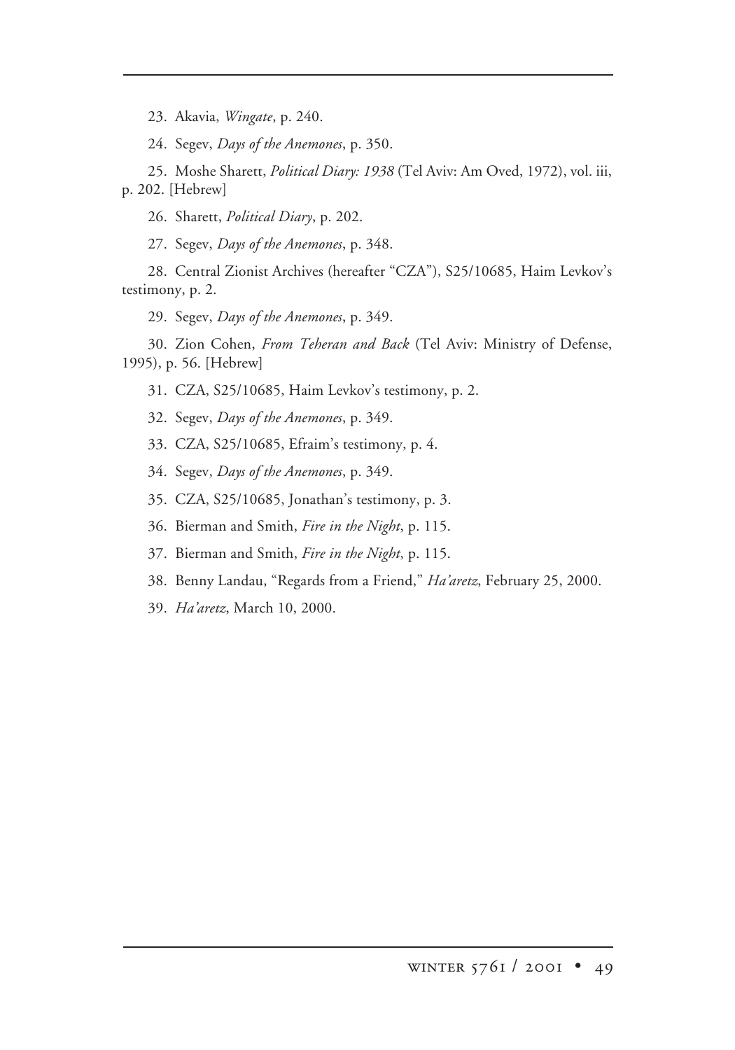23. Akavia, *Wingate*, p. 240.

24. Segev, *Days of the Anemones*, p. 350.

25. Moshe Sharett, *Political Diary: 1938* (Tel Aviv: Am Oved, 1972), vol. iii, p. 202. [Hebrew]

26. Sharett, *Political Diary*, p. 202.

27. Segev, *Days of the Anemones*, p. 348.

28. Central Zionist Archives (hereafter "CZA"), S25/10685, Haim Levkov's testimony, p. 2.

29. Segev, *Days of the Anemones*, p. 349.

30. Zion Cohen, *From Teheran and Back* (Tel Aviv: Ministry of Defense, 1995), p. 56. [Hebrew]

31. CZA, S25/10685, Haim Levkov's testimony, p. 2.

32. Segev, *Days of the Anemones*, p. 349.

33. CZA, S25/10685, Efraim's testimony, p. 4.

34. Segev, *Days of the Anemones*, p. 349.

35. CZA, S25/10685, Jonathan's testimony, p. 3.

36. Bierman and Smith, *Fire in the Night*, p. 115.

37. Bierman and Smith, *Fire in the Night*, p. 115.

38. Benny Landau, "Regards from a Friend," *Ha'aretz*, February 25, 2000.

39. *Ha'aretz*, March 10, 2000.